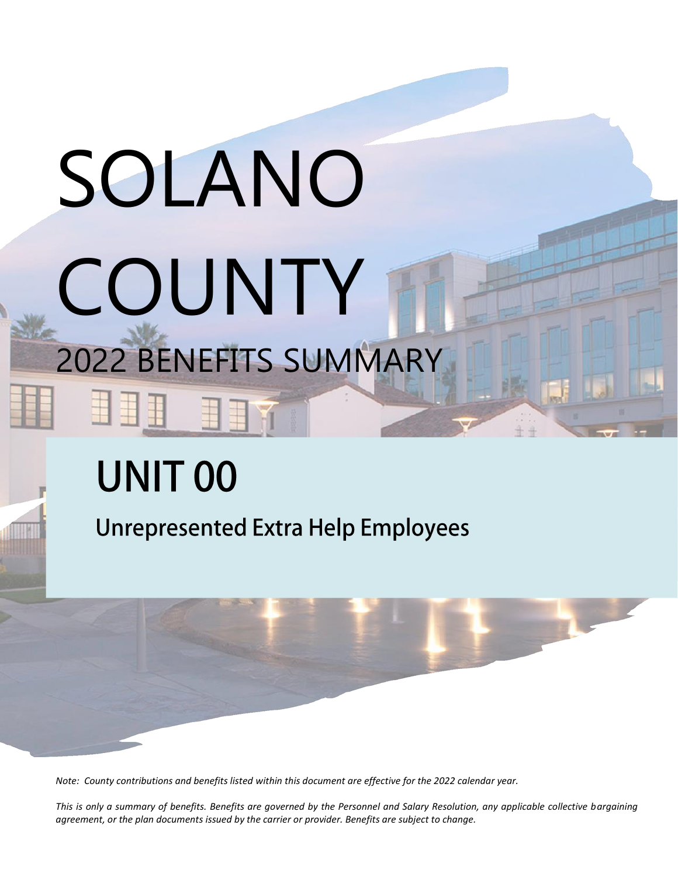# SOLANO COUNTY

## 2022 BENEFITS SUMMARY

# UNIT 00

## Unrepresented Extra Help Employees

*Note: County contributions and benefits listed within this document are effective for the 2022 calendar year.*

*This is only a summary of benefits. Benefits are governed by the Personnel and Salary Resolution, any applicable collective bargaining agreement, or the plan documents issued by the carrier or provider. Benefits are subject to change.*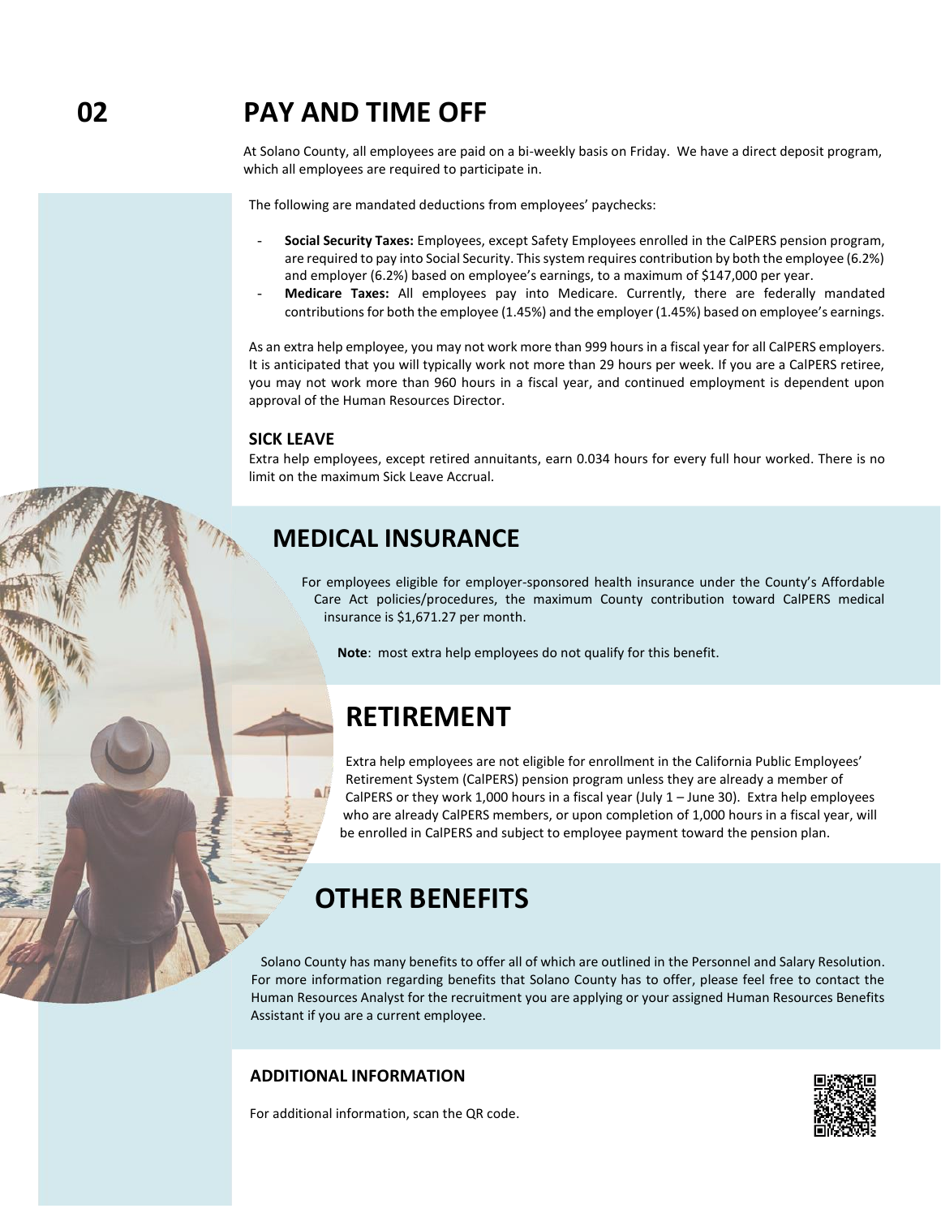# 02 PAY AND TIME OFF

At Solano County, all employees are paid on a bi-weekly basis on Friday. We have a direct deposit program, which all employees are required to participate in.

The following are mandated deductions from employees' paychecks:

- **Social Security Taxes:** Employees, except Safety Employees enrolled in the CalPERS pension program, are required to pay into Social Security. This system requires contribution by both the employee (6.2%) and employer (6.2%) based on employee's earnings, to a maximum of $147,000 per year.
- **Medicare Taxes:** All employees pay into Medicare. Currently, there are federally mandated contributions for both the employee (1.45%) and the employer (1.45%) based on employee's earnings.

As an extra help employee, you may not work more than 999 hours in a fiscal year for all CalPERS employers. It is anticipated that you will typically work not more than 29 hours per week. If you are a CalPERS retiree, you may not work more than 960 hours in a fiscal year, and continued employment is dependent upon approval of the Human Resources Director.

### SICK LEAVE

Extra help employees, except retired annuitants, earn 0.034 hours for every full hour worked. There is no limit on the maximum Sick Leave Accrual.

## MEDICAL INSURANCE

For employees eligible for employer-sponsored health insurance under the County's Affordable Care Act policies/procedures, the maximum County contribution toward CalPERS medical insurance is $1,671.27 per month.

**Note**: most extra help employees do not qualify for this benefit.

## RETIREMENT

Extra help employees are not eligible for enrollment in the California Public Employees' Retirement System (CalPERS) pension program unless they are already a member of CalPERS or they work 1,000 hours in a fiscal year (July 1 – June 30). Extra help employees who are already CalPERS members, or upon completion of 1,000 hours in a fiscal year, will be enrolled in CalPERS and subject to employee payment toward the pension plan.

## OTHER BENEFITS

Solano County has many benefits to offer all of which are outlined in the Personnel and Salary Resolution. For more information regarding benefits that Solano County has to offer, please feel free to contact the Human Resources Analyst for the recruitment you are applying or your assigned Human Resources Benefits Assistant if you are a current employee.

### ADDITIONAL INFORMATION

For additional information, scan the QR code.